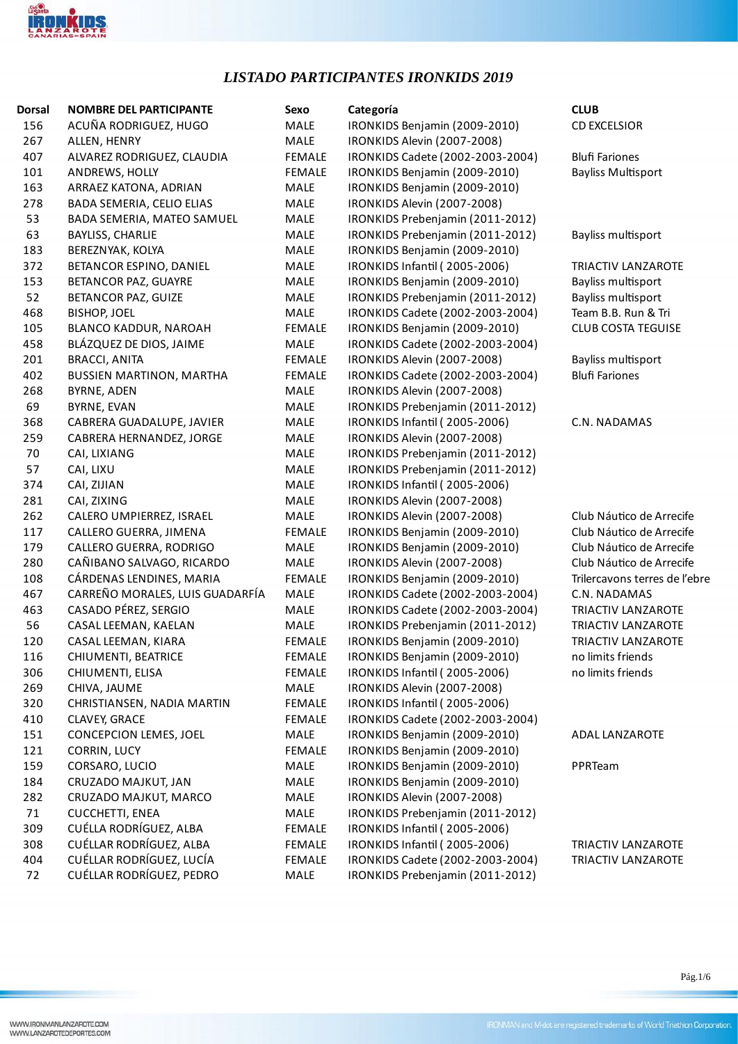# *LISTADO PARTICIPANTES IRONKIDS 2019*

| Dorsal | NOMBRE DEL PARTICIPANTE | Sexo | Categoría | CLUB |
|---|---|---|---|---|
| 156 | ACUÑA RODRIGUEZ, HUGO | MALE | IRONKIDS Benjamin (2009-2010) | CD EXCELSIOR |
| 267 | ALLEN, HENRY | MALE | IRONKIDS Alevin (2007-2008) | |
| 407 | ALVAREZ RODRIGUEZ, CLAUDIA | FEMALE | IRONKIDS Cadete (2002-2003-2004) | Blufi Fariones |
| 101 | ANDREWS, HOLLY | FEMALE | IRONKIDS Benjamin (2009-2010) | Bayliss Multisport |
| 163 | ARRAEZ KATONA, ADRIAN | MALE | IRONKIDS Benjamin (2009-2010) | |
| 278 | BADA SEMERIA, CELIO ELIAS | MALE | IRONKIDS Alevin (2007-2008) | |
| 53 | BADA SEMERIA, MATEO SAMUEL | MALE | IRONKIDS Prebenjamin (2011-2012) | |
| 63 | BAYLISS, CHARLIE | MALE | IRONKIDS Prebenjamin (2011-2012) | Bayliss multisport |
| 183 | BEREZNYAK, KOLYA | MALE | IRONKIDS Benjamin (2009-2010) | |
| 372 | BETANCOR ESPINO, DANIEL | MALE | IRONKIDS Infantil ( 2005-2006) | TRIACTIV LANZAROTE |
| 153 | BETANCOR PAZ, GUAYRE | MALE | IRONKIDS Benjamin (2009-2010) | Bayliss multisport |
| 52 | BETANCOR PAZ, GUIZE | MALE | IRONKIDS Prebenjamin (2011-2012) | Bayliss multisport |
| 468 | BISHOP, JOEL | MALE | IRONKIDS Cadete (2002-2003-2004) | Team B.B. Run & Tri |
| 105 | BLANCO KADDUR, NAROAH | FEMALE | IRONKIDS Benjamin (2009-2010) | CLUB COSTA TEGUISE |
| 458 | BLÁZQUEZ DE DIOS, JAIME | MALE | IRONKIDS Cadete (2002-2003-2004) | |
| 201 | BRACCI, ANITA | FEMALE | IRONKIDS Alevin (2007-2008) | Bayliss multisport |
| 402 | BUSSIEN MARTINON, MARTHA | FEMALE | IRONKIDS Cadete (2002-2003-2004) | Blufi Fariones |
| 268 | BYRNE, ADEN | MALE | IRONKIDS Alevin (2007-2008) | |
| 69 | BYRNE, EVAN | MALE | IRONKIDS Prebenjamin (2011-2012) | |
| 368 | CABRERA GUADALUPE, JAVIER | MALE | IRONKIDS Infantil ( 2005-2006) | C.N. NADAMAS |
| 259 | CABRERA HERNANDEZ, JORGE | MALE | IRONKIDS Alevin (2007-2008) | |
| 70 | CAI, LIXIANG | MALE | IRONKIDS Prebenjamin (2011-2012) | |
| 57 | CAI, LIXU | MALE | IRONKIDS Prebenjamin (2011-2012) | |
| 374 | CAI, ZIJIAN | MALE | IRONKIDS Infantil ( 2005-2006) | |
| 281 | CAI, ZIXING | MALE | IRONKIDS Alevin (2007-2008) | |
| 262 | CALERO UMPIERREZ, ISRAEL | MALE | IRONKIDS Alevin (2007-2008) | Club Náutico de Arrecife |
| 117 | CALLERO GUERRA, JIMENA | FEMALE | IRONKIDS Benjamin (2009-2010) | Club Náutico de Arrecife |
| 179 | CALLERO GUERRA, RODRIGO | MALE | IRONKIDS Benjamin (2009-2010) | Club Náutico de Arrecife |
| 280 | CAÑIBANO SALVAGO, RICARDO | MALE | IRONKIDS Alevin (2007-2008) | Club Náutico de Arrecife |
| 108 | CÁRDENAS LENDINES, MARIA | FEMALE | IRONKIDS Benjamin (2009-2010) | Trilercavons terres de l'ebre |
| 467 | CARREÑO MORALES, LUIS GUADARFÍA | MALE | IRONKIDS Cadete (2002-2003-2004) | C.N. NADAMAS |
| 463 | CASADO PÉREZ, SERGIO | MALE | IRONKIDS Cadete (2002-2003-2004) | TRIACTIV LANZAROTE |
| 56 | CASAL LEEMAN, KAELAN | MALE | IRONKIDS Prebenjamin (2011-2012) | TRIACTIV LANZAROTE |
| 120 | CASAL LEEMAN, KIARA | FEMALE | IRONKIDS Benjamin (2009-2010) | TRIACTIV LANZAROTE |
| 116 | CHIUMENTI, BEATRICE | FEMALE | IRONKIDS Benjamin (2009-2010) | no limits friends |
| 306 | CHIUMENTI, ELISA | FEMALE | IRONKIDS Infantil ( 2005-2006) | no limits friends |
| 269 | CHIVA, JAUME | MALE | IRONKIDS Alevin (2007-2008) | |
| 320 | CHRISTIANSEN, NADIA MARTIN | FEMALE | IRONKIDS Infantil ( 2005-2006) | |
| 410 | CLAVEY, GRACE | FEMALE | IRONKIDS Cadete (2002-2003-2004) | |
| 151 | CONCEPCION LEMES, JOEL | MALE | IRONKIDS Benjamin (2009-2010) | ADAL LANZAROTE |
| 121 | CORRIN, LUCY | FEMALE | IRONKIDS Benjamin (2009-2010) | |
| 159 | CORSARO, LUCIO | MALE | IRONKIDS Benjamin (2009-2010) | PPRTeam |
| 184 | CRUZADO MAJKUT, JAN | MALE | IRONKIDS Benjamin (2009-2010) | |
| 282 | CRUZADO MAJKUT, MARCO | MALE | IRONKIDS Alevin (2007-2008) | |
| 71 | CUCCHETTI, ENEA | MALE | IRONKIDS Prebenjamin (2011-2012) | |
| 309 | CUÉLLA RODRÍGUEZ, ALBA | FEMALE | IRONKIDS Infantil ( 2005-2006) | |
| 308 | CUÉLLAR RODRÍGUEZ, ALBA | FEMALE | IRONKIDS Infantil ( 2005-2006) | TRIACTIV LANZAROTE |
| 404 | CUÉLLAR RODRÍGUEZ, LUCÍA | FEMALE | IRONKIDS Cadete (2002-2003-2004) | TRIACTIV LANZAROTE |
| 72 | CUÉLLAR RODRÍGUEZ, PEDRO | MALE | IRONKIDS Prebenjamin (2011-2012) | |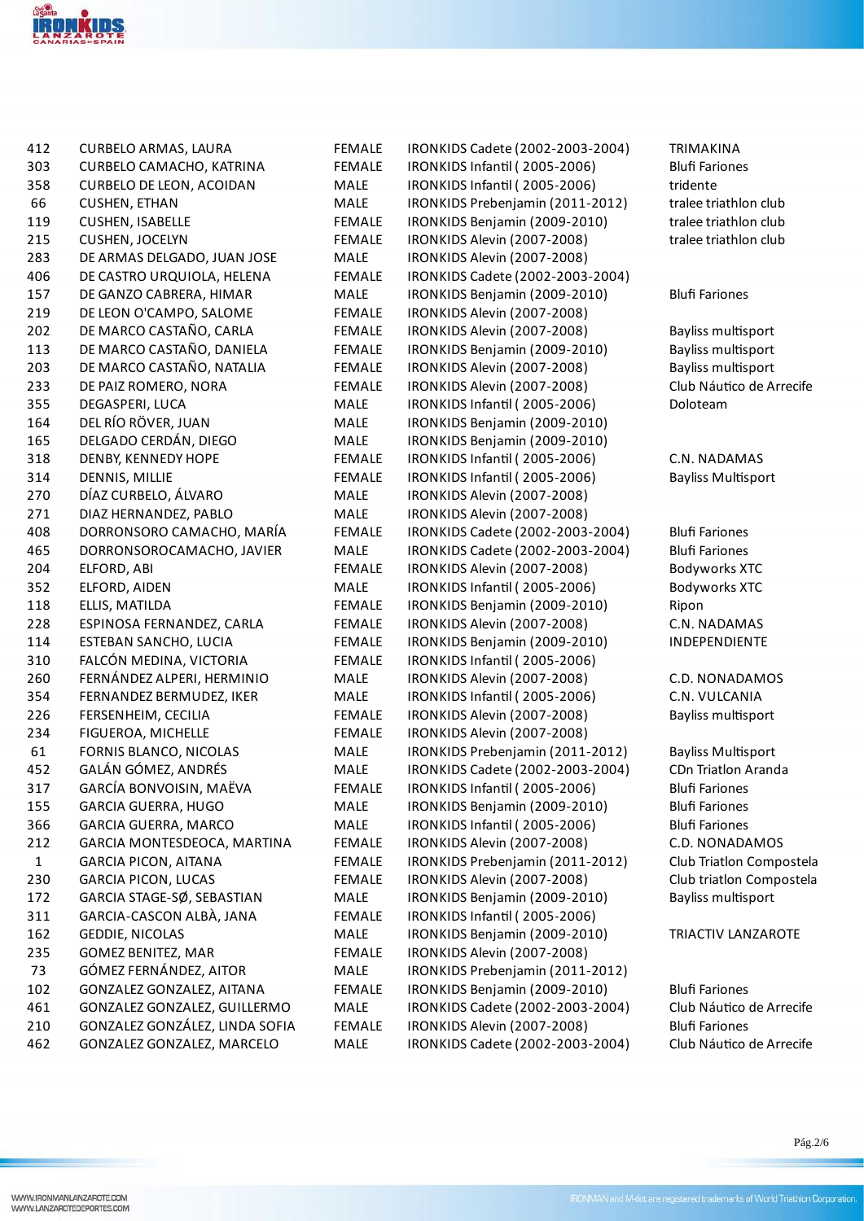| | | | | |
|---|---|---|---|---|
| 412 | CURBELO ARMAS, LAURA | FEMALE | IRONKIDS Cadete (2002-2003-2004) | TRIMAKINA |
| 303 | CURBELO CAMACHO, KATRINA | FEMALE | IRONKIDS Infantil ( 2005-2006) | Blufi Fariones |
| 358 | CURBELO DE LEON, ACOIDAN | MALE | IRONKIDS Infantil ( 2005-2006) | tridente |
| 66 | CUSHEN, ETHAN | MALE | IRONKIDS Prebenjamin (2011-2012) | tralee triathlon club |
| 119 | CUSHEN, ISABELLE | FEMALE | IRONKIDS Benjamin (2009-2010) | tralee triathlon club |
| 215 | CUSHEN, JOCELYN | FEMALE | IRONKIDS Alevin (2007-2008) | tralee triathlon club |
| 283 | DE ARMAS DELGADO, JUAN JOSE | MALE | IRONKIDS Alevin (2007-2008) | |
| 406 | DE CASTRO URQUIOLA, HELENA | FEMALE | IRONKIDS Cadete (2002-2003-2004) | |
| 157 | DE GANZO CABRERA, HIMAR | MALE | IRONKIDS Benjamin (2009-2010) | Blufi Fariones |
| 219 | DE LEON O'CAMPO, SALOME | FEMALE | IRONKIDS Alevin (2007-2008) | |
| 202 | DE MARCO CASTAÑO, CARLA | FEMALE | IRONKIDS Alevin (2007-2008) | Bayliss multisport |
| 113 | DE MARCO CASTAÑO, DANIELA | FEMALE | IRONKIDS Benjamin (2009-2010) | Bayliss multisport |
| 203 | DE MARCO CASTAÑO, NATALIA | FEMALE | IRONKIDS Alevin (2007-2008) | Bayliss multisport |
| 233 | DE PAIZ ROMERO, NORA | FEMALE | IRONKIDS Alevin (2007-2008) | Club Náutico de Arrecife |
| 355 | DEGASPERI, LUCA | MALE | IRONKIDS Infantil ( 2005-2006) | Doloteam |
| 164 | DEL RÍO RÖVER, JUAN | MALE | IRONKIDS Benjamin (2009-2010) | |
| 165 | DELGADO CERDÁN, DIEGO | MALE | IRONKIDS Benjamin (2009-2010) | |
| 318 | DENBY, KENNEDY HOPE | FEMALE | IRONKIDS Infantil ( 2005-2006) | C.N. NADAMAS |
| 314 | DENNIS, MILLIE | FEMALE | IRONKIDS Infantil ( 2005-2006) | Bayliss Multisport |
| 270 | DÍAZ CURBELO, ÁLVARO | MALE | IRONKIDS Alevin (2007-2008) | |
| 271 | DIAZ HERNANDEZ, PABLO | MALE | IRONKIDS Alevin (2007-2008) | |
| 408 | DORRONSORO CAMACHO, MARÍA | FEMALE | IRONKIDS Cadete (2002-2003-2004) | Blufi Fariones |
| 465 | DORRONSOROCAMACHO, JAVIER | MALE | IRONKIDS Cadete (2002-2003-2004) | Blufi Fariones |
| 204 | ELFORD, ABI | FEMALE | IRONKIDS Alevin (2007-2008) | Bodyworks XTC |
| 352 | ELFORD, AIDEN | MALE | IRONKIDS Infantil ( 2005-2006) | Bodyworks XTC |
| 118 | ELLIS, MATILDA | FEMALE | IRONKIDS Benjamin (2009-2010) | Ripon |
| 228 | ESPINOSA FERNANDEZ, CARLA | FEMALE | IRONKIDS Alevin (2007-2008) | C.N. NADAMAS |
| 114 | ESTEBAN SANCHO, LUCIA | FEMALE | IRONKIDS Benjamin (2009-2010) | INDEPENDIENTE |
| 310 | FALCÓN MEDINA, VICTORIA | FEMALE | IRONKIDS Infantil ( 2005-2006) | |
| 260 | FERNÁNDEZ ALPERI, HERMINIO | MALE | IRONKIDS Alevin (2007-2008) | C.D. NONADAMOS |
| 354 | FERNANDEZ BERMUDEZ, IKER | MALE | IRONKIDS Infantil ( 2005-2006) | C.N. VULCANIA |
| 226 | FERSENHEIM, CECILIA | FEMALE | IRONKIDS Alevin (2007-2008) | Bayliss multisport |
| 234 | FIGUEROA, MICHELLE | FEMALE | IRONKIDS Alevin (2007-2008) | |
| 61 | FORNIS BLANCO, NICOLAS | MALE | IRONKIDS Prebenjamin (2011-2012) | Bayliss Multisport |
| 452 | GALÁN GÓMEZ, ANDRÉS | MALE | IRONKIDS Cadete (2002-2003-2004) | CDn Triatlon Aranda |
| 317 | GARCÍA BONVOISIN, MAËVA | FEMALE | IRONKIDS Infantil ( 2005-2006) | Blufi Fariones |
| 155 | GARCIA GUERRA, HUGO | MALE | IRONKIDS Benjamin (2009-2010) | Blufi Fariones |
| 366 | GARCIA GUERRA, MARCO | MALE | IRONKIDS Infantil ( 2005-2006) | Blufi Fariones |
| 212 | GARCIA MONTESDEOCA, MARTINA | FEMALE | IRONKIDS Alevin (2007-2008) | C.D. NONADAMOS |
| 1 | GARCIA PICON, AITANA | FEMALE | IRONKIDS Prebenjamin (2011-2012) | Club Triatlon Compostela |
| 230 | GARCIA PICON, LUCAS | FEMALE | IRONKIDS Alevin (2007-2008) | Club triatlon Compostela |
| 172 | GARCIA STAGE-SØ, SEBASTIAN | MALE | IRONKIDS Benjamin (2009-2010) | Bayliss multisport |
| 311 | GARCIA-CASCON ALBÀ, JANA | FEMALE | IRONKIDS Infantil ( 2005-2006) | |
| 162 | GEDDIE, NICOLAS | MALE | IRONKIDS Benjamin (2009-2010) | TRIACTIV LANZAROTE |
| 235 | GOMEZ BENITEZ, MAR | FEMALE | IRONKIDS Alevin (2007-2008) | |
| 73 | GÓMEZ FERNÁNDEZ, AITOR | MALE | IRONKIDS Prebenjamin (2011-2012) | |
| 102 | GONZALEZ GONZALEZ, AITANA | FEMALE | IRONKIDS Benjamin (2009-2010) | Blufi Fariones |
| 461 | GONZALEZ GONZALEZ, GUILLERMO | MALE | IRONKIDS Cadete (2002-2003-2004) | Club Náutico de Arrecife |
| 210 | GONZALEZ GONZÁLEZ, LINDA SOFIA | FEMALE | IRONKIDS Alevin (2007-2008) | Blufi Fariones |
| 462 | GONZALEZ GONZALEZ, MARCELO | MALE | IRONKIDS Cadete (2002-2003-2004) | Club Náutico de Arrecife |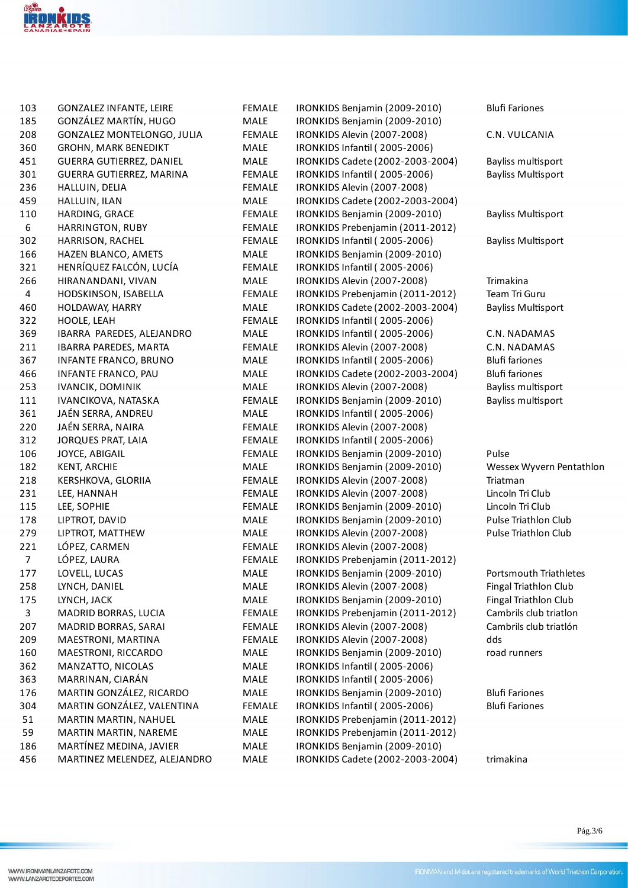| | | | | |
|---|---|---|---|---|
| 103 | GONZALEZ INFANTE, LEIRE | FEMALE | IRONKIDS Benjamin (2009-2010) | Blufi Fariones |
| 185 | GONZÁLEZ MARTÍN, HUGO | MALE | IRONKIDS Benjamin (2009-2010) | |
| 208 | GONZALEZ MONTELONGO, JULIA | FEMALE | IRONKIDS Alevin (2007-2008) | C.N. VULCANIA |
| 360 | GROHN, MARK BENEDIKT | MALE | IRONKIDS Infantil ( 2005-2006) | |
| 451 | GUERRA GUTIERREZ, DANIEL | MALE | IRONKIDS Cadete (2002-2003-2004) | Bayliss multisport |
| 301 | GUERRA GUTIERREZ, MARINA | FEMALE | IRONKIDS Infantil ( 2005-2006) | Bayliss Multisport |
| 236 | HALLUIN, DELIA | FEMALE | IRONKIDS Alevin (2007-2008) | |
| 459 | HALLUIN, ILAN | MALE | IRONKIDS Cadete (2002-2003-2004) | |
| 110 | HARDING, GRACE | FEMALE | IRONKIDS Benjamin (2009-2010) | Bayliss Multisport |
| 6 | HARRINGTON, RUBY | FEMALE | IRONKIDS Prebenjamin (2011-2012) | |
| 302 | HARRISON, RACHEL | FEMALE | IRONKIDS Infantil ( 2005-2006) | Bayliss Multisport |
| 166 | HAZEN BLANCO, AMETS | MALE | IRONKIDS Benjamin (2009-2010) | |
| 321 | HENRÍQUEZ FALCÓN, LUCÍA | FEMALE | IRONKIDS Infantil ( 2005-2006) | |
| 266 | HIRANANDANI, VIVAN | MALE | IRONKIDS Alevin (2007-2008) | Trimakina |
| 4 | HODSKINSON, ISABELLA | FEMALE | IRONKIDS Prebenjamin (2011-2012) | Team Tri Guru |
| 460 | HOLDAWAY, HARRY | MALE | IRONKIDS Cadete (2002-2003-2004) | Bayliss Multisport |
| 322 | HOOLE, LEAH | FEMALE | IRONKIDS Infantil ( 2005-2006) | |
| 369 | IBARRA PAREDES, ALEJANDRO | MALE | IRONKIDS Infantil ( 2005-2006) | C.N. NADAMAS |
| 211 | IBARRA PAREDES, MARTA | FEMALE | IRONKIDS Alevin (2007-2008) | C.N. NADAMAS |
| 367 | INFANTE FRANCO, BRUNO | MALE | IRONKIDS Infantil ( 2005-2006) | Blufi fariones |
| 466 | INFANTE FRANCO, PAU | MALE | IRONKIDS Cadete (2002-2003-2004) | Blufi fariones |
| 253 | IVANCIK, DOMINIK | MALE | IRONKIDS Alevin (2007-2008) | Bayliss multisport |
| 111 | IVANCIKOVA, NATASKA | FEMALE | IRONKIDS Benjamin (2009-2010) | Bayliss multisport |
| 361 | JAÉN SERRA, ANDREU | MALE | IRONKIDS Infantil ( 2005-2006) | |
| 220 | JAÉN SERRA, NAIRA | FEMALE | IRONKIDS Alevin (2007-2008) | |
| 312 | JORQUES PRAT, LAIA | FEMALE | IRONKIDS Infantil ( 2005-2006) | |
| 106 | JOYCE, ABIGAIL | FEMALE | IRONKIDS Benjamin (2009-2010) | Pulse |
| 182 | KENT, ARCHIE | MALE | IRONKIDS Benjamin (2009-2010) | Wessex Wyvern Pentathlon |
| 218 | KERSHKOVA, GLORIIA | FEMALE | IRONKIDS Alevin (2007-2008) | Triatman |
| 231 | LEE, HANNAH | FEMALE | IRONKIDS Alevin (2007-2008) | Lincoln Tri Club |
| 115 | LEE, SOPHIE | FEMALE | IRONKIDS Benjamin (2009-2010) | Lincoln Tri Club |
| 178 | LIPTROT, DAVID | MALE | IRONKIDS Benjamin (2009-2010) | Pulse Triathlon Club |
| 279 | LIPTROT, MATTHEW | MALE | IRONKIDS Alevin (2007-2008) | Pulse Triathlon Club |
| 221 | LÓPEZ, CARMEN | FEMALE | IRONKIDS Alevin (2007-2008) | |
| 7 | LÓPEZ, LAURA | FEMALE | IRONKIDS Prebenjamin (2011-2012) | |
| 177 | LOVELL, LUCAS | MALE | IRONKIDS Benjamin (2009-2010) | Portsmouth Triathletes |
| 258 | LYNCH, DANIEL | MALE | IRONKIDS Alevin (2007-2008) | Fingal Triathlon Club |
| 175 | LYNCH, JACK | MALE | IRONKIDS Benjamin (2009-2010) | Fingal Triathlon Club |
| 3 | MADRID BORRAS, LUCIA | FEMALE | IRONKIDS Prebenjamin (2011-2012) | Cambrils club triatlon |
| 207 | MADRID BORRAS, SARAI | FEMALE | IRONKIDS Alevin (2007-2008) | Cambrils club triatlón |
| 209 | MAESTRONI, MARTINA | FEMALE | IRONKIDS Alevin (2007-2008) | dds |
| 160 | MAESTRONI, RICCARDO | MALE | IRONKIDS Benjamin (2009-2010) | road runners |
| 362 | MANZATTO, NICOLAS | MALE | IRONKIDS Infantil ( 2005-2006) | |
| 363 | MARRINAN, CIARÁN | MALE | IRONKIDS Infantil ( 2005-2006) | |
| 176 | MARTIN GONZÁLEZ, RICARDO | MALE | IRONKIDS Benjamin (2009-2010) | Blufi Fariones |
| 304 | MARTIN GONZÁLEZ, VALENTINA | FEMALE | IRONKIDS Infantil ( 2005-2006) | Blufi Fariones |
| 51 | MARTIN MARTIN, NAHUEL | MALE | IRONKIDS Prebenjamin (2011-2012) | |
| 59 | MARTIN MARTIN, NAREME | MALE | IRONKIDS Prebenjamin (2011-2012) | |
| 186 | MARTÍNEZ MEDINA, JAVIER | MALE | IRONKIDS Benjamin (2009-2010) | |
| 456 | MARTINEZ MELENDEZ, ALEJANDRO | MALE | IRONKIDS Cadete (2002-2003-2004) | trimakina |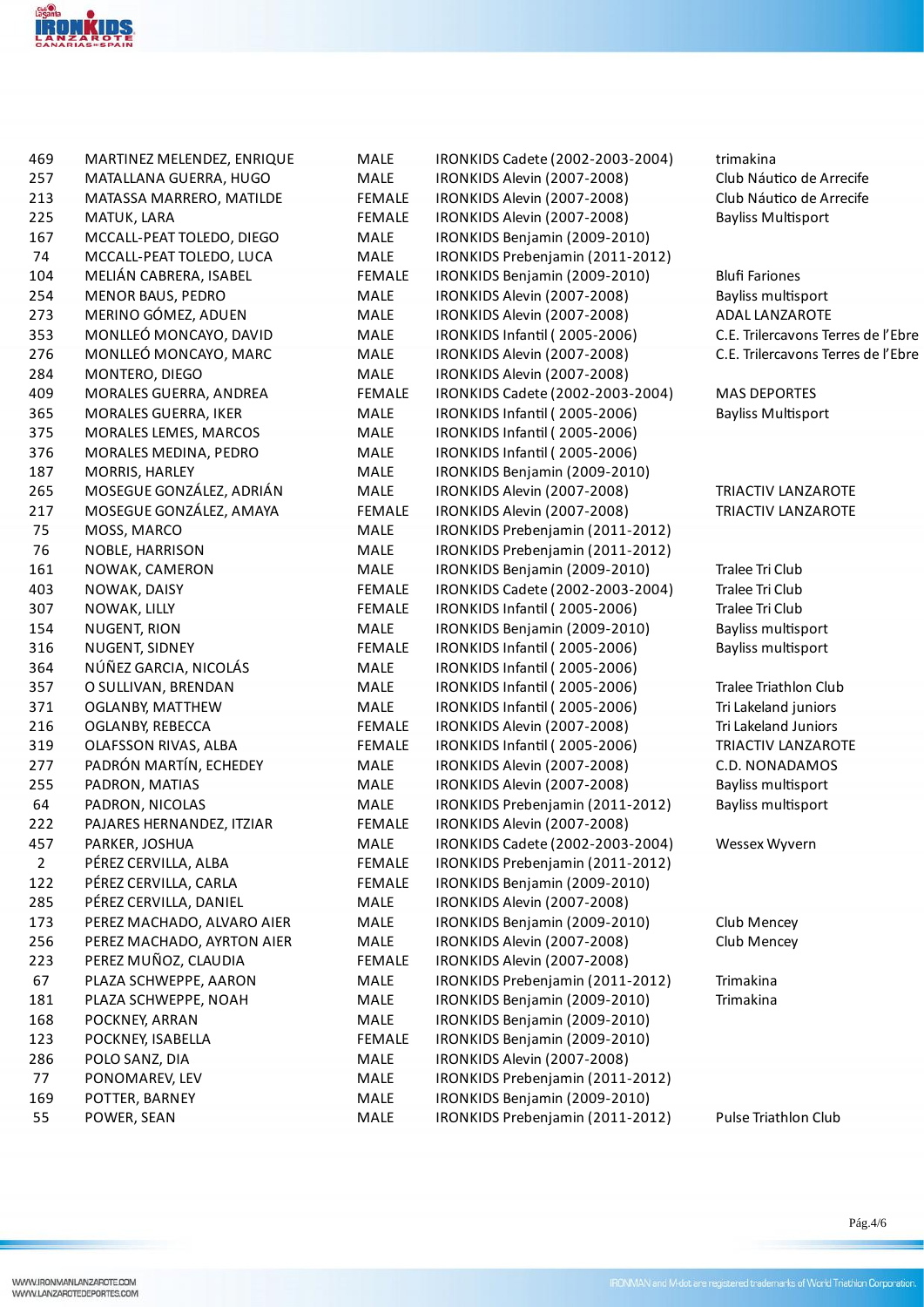| | | | | |
|---|---|---|---|---|
| 469 | MARTINEZ MELENDEZ, ENRIQUE | MALE | IRONKIDS Cadete (2002-2003-2004) | trimakina |
| 257 | MATALLANA GUERRA, HUGO | MALE | IRONKIDS Alevin (2007-2008) | Club Náutico de Arrecife |
| 213 | MATASSA MARRERO, MATILDE | FEMALE | IRONKIDS Alevin (2007-2008) | Club Náutico de Arrecife |
| 225 | MATUK, LARA | FEMALE | IRONKIDS Alevin (2007-2008) | Bayliss Multisport |
| 167 | MCCALL-PEAT TOLEDO, DIEGO | MALE | IRONKIDS Benjamin (2009-2010) | |
| 74 | MCCALL-PEAT TOLEDO, LUCA | MALE | IRONKIDS Prebenjamin (2011-2012) | |
| 104 | MELIÁN CABRERA, ISABEL | FEMALE | IRONKIDS Benjamin (2009-2010) | Blufi Fariones |
| 254 | MENOR BAUS, PEDRO | MALE | IRONKIDS Alevin (2007-2008) | Bayliss multisport |
| 273 | MERINO GÓMEZ, ADUEN | MALE | IRONKIDS Alevin (2007-2008) | ADAL LANZAROTE |
| 353 | MONLLEÓ MONCAYO, DAVID | MALE | IRONKIDS Infantil ( 2005-2006) | C.E. Trilercavons Terres de l'Ebre |
| 276 | MONLLEÓ MONCAYO, MARC | MALE | IRONKIDS Alevin (2007-2008) | C.E. Trilercavons Terres de l'Ebre |
| 284 | MONTERO, DIEGO | MALE | IRONKIDS Alevin (2007-2008) | |
| 409 | MORALES GUERRA, ANDREA | FEMALE | IRONKIDS Cadete (2002-2003-2004) | MAS DEPORTES |
| 365 | MORALES GUERRA, IKER | MALE | IRONKIDS Infantil ( 2005-2006) | Bayliss Multisport |
| 375 | MORALES LEMES, MARCOS | MALE | IRONKIDS Infantil ( 2005-2006) | |
| 376 | MORALES MEDINA, PEDRO | MALE | IRONKIDS Infantil ( 2005-2006) | |
| 187 | MORRIS, HARLEY | MALE | IRONKIDS Benjamin (2009-2010) | |
| 265 | MOSEGUE GONZÁLEZ, ADRIÁN | MALE | IRONKIDS Alevin (2007-2008) | TRIACTIV LANZAROTE |
| 217 | MOSEGUE GONZÁLEZ, AMAYA | FEMALE | IRONKIDS Alevin (2007-2008) | TRIACTIV LANZAROTE |
| 75 | MOSS, MARCO | MALE | IRONKIDS Prebenjamin (2011-2012) | |
| 76 | NOBLE, HARRISON | MALE | IRONKIDS Prebenjamin (2011-2012) | |
| 161 | NOWAK, CAMERON | MALE | IRONKIDS Benjamin (2009-2010) | Tralee Tri Club |
| 403 | NOWAK, DAISY | FEMALE | IRONKIDS Cadete (2002-2003-2004) | Tralee Tri Club |
| 307 | NOWAK, LILLY | FEMALE | IRONKIDS Infantil ( 2005-2006) | Tralee Tri Club |
| 154 | NUGENT, RION | MALE | IRONKIDS Benjamin (2009-2010) | Bayliss multisport |
| 316 | NUGENT, SIDNEY | FEMALE | IRONKIDS Infantil ( 2005-2006) | Bayliss multisport |
| 364 | NÚÑEZ GARCIA, NICOLÁS | MALE | IRONKIDS Infantil ( 2005-2006) | |
| 357 | O SULLIVAN, BRENDAN | MALE | IRONKIDS Infantil ( 2005-2006) | Tralee Triathlon Club |
| 371 | OGLANBY, MATTHEW | MALE | IRONKIDS Infantil ( 2005-2006) | Tri Lakeland juniors |
| 216 | OGLANBY, REBECCA | FEMALE | IRONKIDS Alevin (2007-2008) | Tri Lakeland Juniors |
| 319 | OLAFSSON RIVAS, ALBA | FEMALE | IRONKIDS Infantil ( 2005-2006) | TRIACTIV LANZAROTE |
| 277 | PADRÓN MARTÍN, ECHEDEY | MALE | IRONKIDS Alevin (2007-2008) | C.D. NONADAMOS |
| 255 | PADRON, MATIAS | MALE | IRONKIDS Alevin (2007-2008) | Bayliss multisport |
| 64 | PADRON, NICOLAS | MALE | IRONKIDS Prebenjamin (2011-2012) | Bayliss multisport |
| 222 | PAJARES HERNANDEZ, ITZIAR | FEMALE | IRONKIDS Alevin (2007-2008) | |
| 457 | PARKER, JOSHUA | MALE | IRONKIDS Cadete (2002-2003-2004) | Wessex Wyvern |
| 2 | PÉREZ CERVILLA, ALBA | FEMALE | IRONKIDS Prebenjamin (2011-2012) | |
| 122 | PÉREZ CERVILLA, CARLA | FEMALE | IRONKIDS Benjamin (2009-2010) | |
| 285 | PÉREZ CERVILLA, DANIEL | MALE | IRONKIDS Alevin (2007-2008) | |
| 173 | PEREZ MACHADO, ALVARO AIER | MALE | IRONKIDS Benjamin (2009-2010) | Club Mencey |
| 256 | PEREZ MACHADO, AYRTON AIER | MALE | IRONKIDS Alevin (2007-2008) | Club Mencey |
| 223 | PEREZ MUÑOZ, CLAUDIA | FEMALE | IRONKIDS Alevin (2007-2008) | |
| 67 | PLAZA SCHWEPPE, AARON | MALE | IRONKIDS Prebenjamin (2011-2012) | Trimakina |
| 181 | PLAZA SCHWEPPE, NOAH | MALE | IRONKIDS Benjamin (2009-2010) | Trimakina |
| 168 | POCKNEY, ARRAN | MALE | IRONKIDS Benjamin (2009-2010) | |
| 123 | POCKNEY, ISABELLA | FEMALE | IRONKIDS Benjamin (2009-2010) | |
| 286 | POLO SANZ, DIA | MALE | IRONKIDS Alevin (2007-2008) | |
| 77 | PONOMAREV, LEV | MALE | IRONKIDS Prebenjamin (2011-2012) | |
| 169 | POTTER, BARNEY | MALE | IRONKIDS Benjamin (2009-2010) | |
| 55 | POWER, SEAN | MALE | IRONKIDS Prebenjamin (2011-2012) | Pulse Triathlon Club |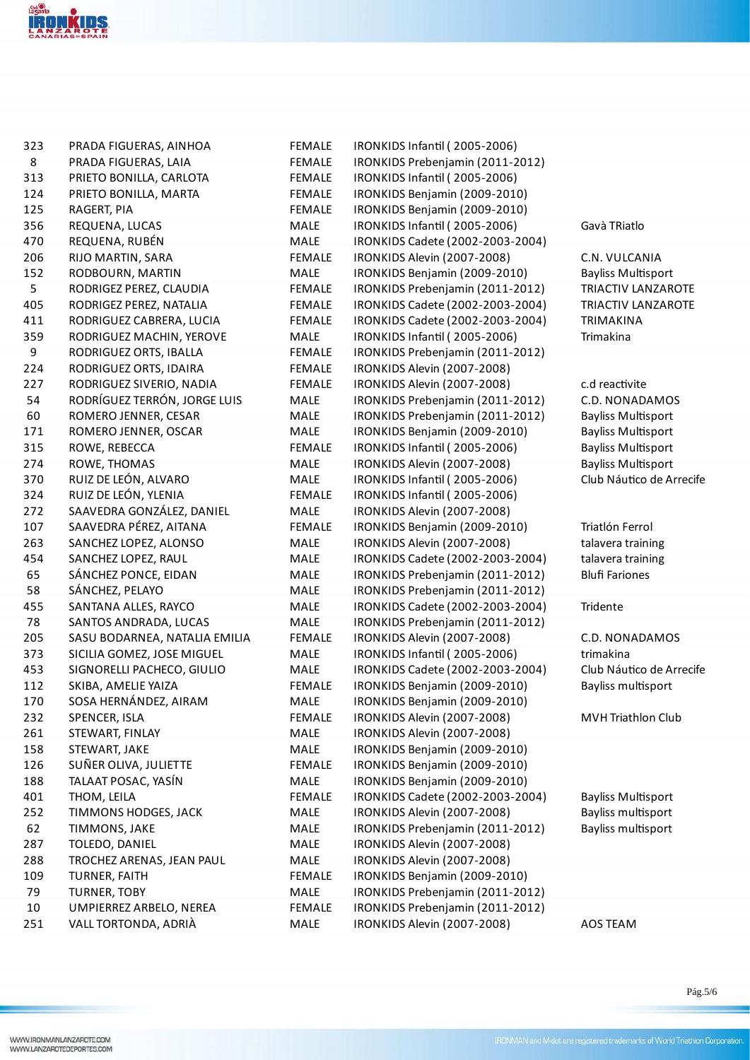| | | | | |
|---|---|---|---|---|
| 323 | PRADA FIGUERAS, AINHOA | FEMALE | IRONKIDS Infantil ( 2005-2006) | |
| 8 | PRADA FIGUERAS, LAIA | FEMALE | IRONKIDS Prebenjamin (2011-2012) | |
| 313 | PRIETO BONILLA, CARLOTA | FEMALE | IRONKIDS Infantil ( 2005-2006) | |
| 124 | PRIETO BONILLA, MARTA | FEMALE | IRONKIDS Benjamin (2009-2010) | |
| 125 | RAGERT, PIA | FEMALE | IRONKIDS Benjamin (2009-2010) | |
| 356 | REQUENA, LUCAS | MALE | IRONKIDS Infantil ( 2005-2006) | Gavà TRiatlo |
| 470 | REQUENA, RUBÉN | MALE | IRONKIDS Cadete (2002-2003-2004) | |
| 206 | RIJO MARTIN, SARA | FEMALE | IRONKIDS Alevin (2007-2008) | C.N. VULCANIA |
| 152 | RODBOURN, MARTIN | MALE | IRONKIDS Benjamin (2009-2010) | Bayliss Multisport |
| 5 | RODRIGEZ PEREZ, CLAUDIA | FEMALE | IRONKIDS Prebenjamin (2011-2012) | TRIACTIV LANZAROTE |
| 405 | RODRIGEZ PEREZ, NATALIA | FEMALE | IRONKIDS Cadete (2002-2003-2004) | TRIACTIV LANZAROTE |
| 411 | RODRIGUEZ CABRERA, LUCIA | FEMALE | IRONKIDS Cadete (2002-2003-2004) | TRIMAKINA |
| 359 | RODRIGUEZ MACHIN, YEROVE | MALE | IRONKIDS Infantil ( 2005-2006) | Trimakina |
| 9 | RODRIGUEZ ORTS, IBALLA | FEMALE | IRONKIDS Prebenjamin (2011-2012) | |
| 224 | RODRIGUEZ ORTS, IDAIRA | FEMALE | IRONKIDS Alevin (2007-2008) | |
| 227 | RODRIGUEZ SIVERIO, NADIA | FEMALE | IRONKIDS Alevin (2007-2008) | c.d reactivite |
| 54 | RODRÍGUEZ TERRÓN, JORGE LUIS | MALE | IRONKIDS Prebenjamin (2011-2012) | C.D. NONADAMOS |
| 60 | ROMERO JENNER, CESAR | MALE | IRONKIDS Prebenjamin (2011-2012) | Bayliss Multisport |
| 171 | ROMERO JENNER, OSCAR | MALE | IRONKIDS Benjamin (2009-2010) | Bayliss Multisport |
| 315 | ROWE, REBECCA | FEMALE | IRONKIDS Infantil ( 2005-2006) | Bayliss Multisport |
| 274 | ROWE, THOMAS | MALE | IRONKIDS Alevin (2007-2008) | Bayliss Multisport |
| 370 | RUIZ DE LEÓN, ALVARO | MALE | IRONKIDS Infantil ( 2005-2006) | Club Náutico de Arrecife |
| 324 | RUIZ DE LEÓN, YLENIA | FEMALE | IRONKIDS Infantil ( 2005-2006) | |
| 272 | SAAVEDRA GONZÁLEZ, DANIEL | MALE | IRONKIDS Alevin (2007-2008) | |
| 107 | SAAVEDRA PÉREZ, AITANA | FEMALE | IRONKIDS Benjamin (2009-2010) | Triatlón Ferrol |
| 263 | SANCHEZ LOPEZ, ALONSO | MALE | IRONKIDS Alevin (2007-2008) | talavera training |
| 454 | SANCHEZ LOPEZ, RAUL | MALE | IRONKIDS Cadete (2002-2003-2004) | talavera training |
| 65 | SÁNCHEZ PONCE, EIDAN | MALE | IRONKIDS Prebenjamin (2011-2012) | Blufi Fariones |
| 58 | SÁNCHEZ, PELAYO | MALE | IRONKIDS Prebenjamin (2011-2012) | |
| 455 | SANTANA ALLES, RAYCO | MALE | IRONKIDS Cadete (2002-2003-2004) | Tridente |
| 78 | SANTOS ANDRADA, LUCAS | MALE | IRONKIDS Prebenjamin (2011-2012) | |
| 205 | SASU BODARNEA, NATALIA EMILIA | FEMALE | IRONKIDS Alevin (2007-2008) | C.D. NONADAMOS |
| 373 | SICILIA GOMEZ, JOSE MIGUEL | MALE | IRONKIDS Infantil ( 2005-2006) | trimakina |
| 453 | SIGNORELLI PACHECO, GIULIO | MALE | IRONKIDS Cadete (2002-2003-2004) | Club Náutico de Arrecife |
| 112 | SKIBA, AMELIE YAIZA | FEMALE | IRONKIDS Benjamin (2009-2010) | Bayliss multisport |
| 170 | SOSA HERNÁNDEZ, AIRAM | MALE | IRONKIDS Benjamin (2009-2010) | |
| 232 | SPENCER, ISLA | FEMALE | IRONKIDS Alevin (2007-2008) | MVH Triathlon Club |
| 261 | STEWART, FINLAY | MALE | IRONKIDS Alevin (2007-2008) | |
| 158 | STEWART, JAKE | MALE | IRONKIDS Benjamin (2009-2010) | |
| 126 | SUÑER OLIVA, JULIETTE | FEMALE | IRONKIDS Benjamin (2009-2010) | |
| 188 | TALAAT POSAC, YASÍN | MALE | IRONKIDS Benjamin (2009-2010) | |
| 401 | THOM, LEILA | FEMALE | IRONKIDS Cadete (2002-2003-2004) | Bayliss Multisport |
| 252 | TIMMONS HODGES, JACK | MALE | IRONKIDS Alevin (2007-2008) | Bayliss multisport |
| 62 | TIMMONS, JAKE | MALE | IRONKIDS Prebenjamin (2011-2012) | Bayliss multisport |
| 287 | TOLEDO, DANIEL | MALE | IRONKIDS Alevin (2007-2008) | |
| 288 | TROCHEZ ARENAS, JEAN PAUL | MALE | IRONKIDS Alevin (2007-2008) | |
| 109 | TURNER, FAITH | FEMALE | IRONKIDS Benjamin (2009-2010) | |
| 79 | TURNER, TOBY | MALE | IRONKIDS Prebenjamin (2011-2012) | |
| 10 | UMPIERREZ ARBELO, NEREA | FEMALE | IRONKIDS Prebenjamin (2011-2012) | |
| 251 | VALL TORTONDA, ADRIÀ | MALE | IRONKIDS Alevin (2007-2008) | AOS TEAM |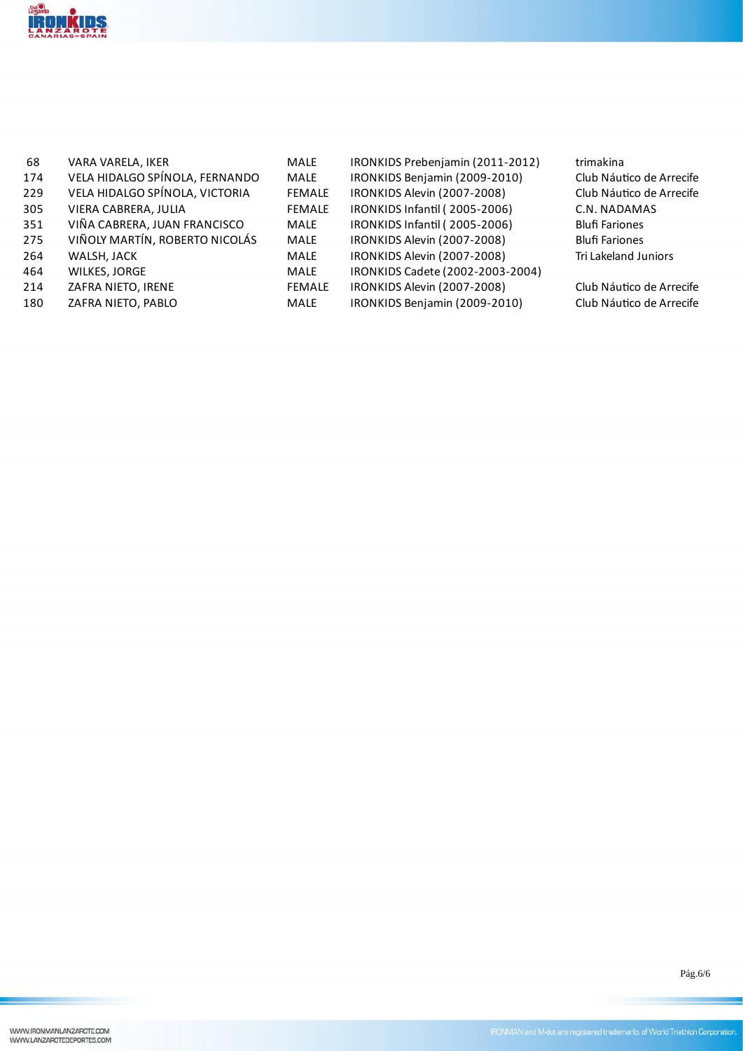| | | | | |
|---|---|---|---|---|
| 68 | VARA VARELA, IKER | MALE | IRONKIDS Prebenjamin (2011-2012) | trimakina |
| 174 | VELA HIDALGO SPÍNOLA, FERNANDO | MALE | IRONKIDS Benjamin (2009-2010) | Club Náutico de Arrecife |
| 229 | VELA HIDALGO SPÍNOLA, VICTORIA | FEMALE | IRONKIDS Alevin (2007-2008) | Club Náutico de Arrecife |
| 305 | VIERA CABRERA, JULIA | FEMALE | IRONKIDS Infantil ( 2005-2006) | C.N. NADAMAS |
| 351 | VIÑA CABRERA, JUAN FRANCISCO | MALE | IRONKIDS Infantil ( 2005-2006) | Blufi Fariones |
| 275 | VIÑOLY MARTÍN, ROBERTO NICOLÁS | MALE | IRONKIDS Alevin (2007-2008) | Blufi Fariones |
| 264 | WALSH, JACK | MALE | IRONKIDS Alevin (2007-2008) | Tri Lakeland Juniors |
| 464 | WILKES, JORGE | MALE | IRONKIDS Cadete (2002-2003-2004) | |
| 214 | ZAFRA NIETO, IRENE | FEMALE | IRONKIDS Alevin (2007-2008) | Club Náutico de Arrecife |
| 180 | ZAFRA NIETO, PABLO | MALE | IRONKIDS Benjamin (2009-2010) | Club Náutico de Arrecife |